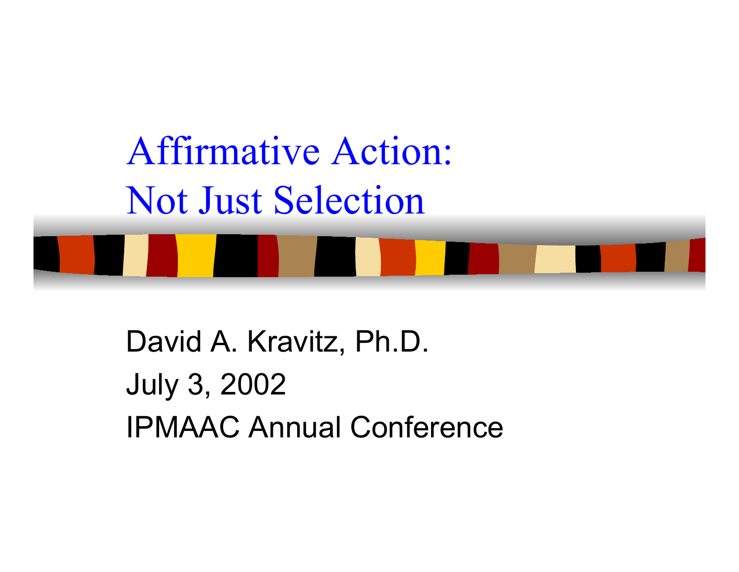# Affirmative Action: Not Just Selection

David A. Kravitz, Ph.D.

July 3, 2002

IPMAAC Annual Conference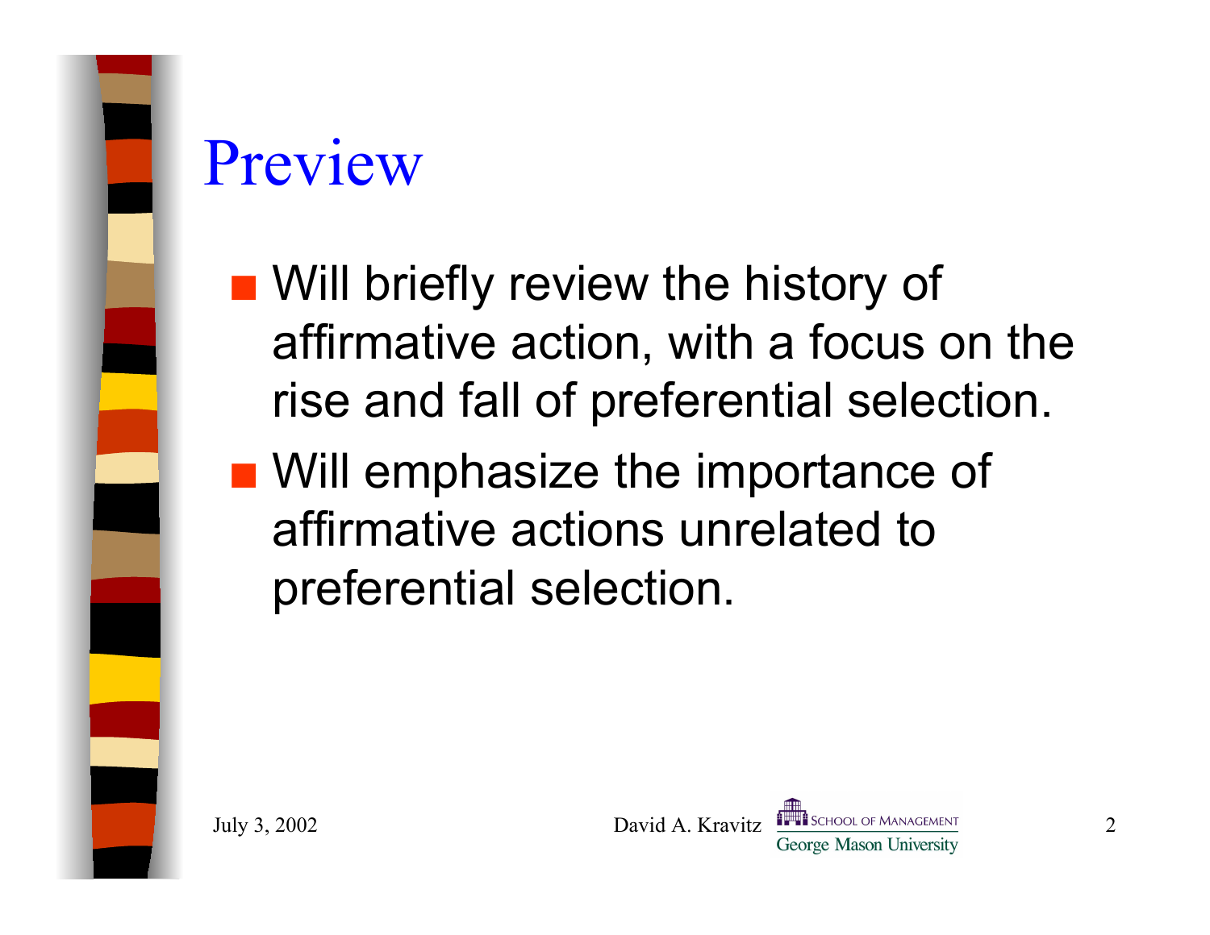# Preview

- Will briefly review the history of affirmative action, with a focus on the rise and fall of preferential selection.
- Will emphasize the importance of affirmative actions unrelated to preferential selection.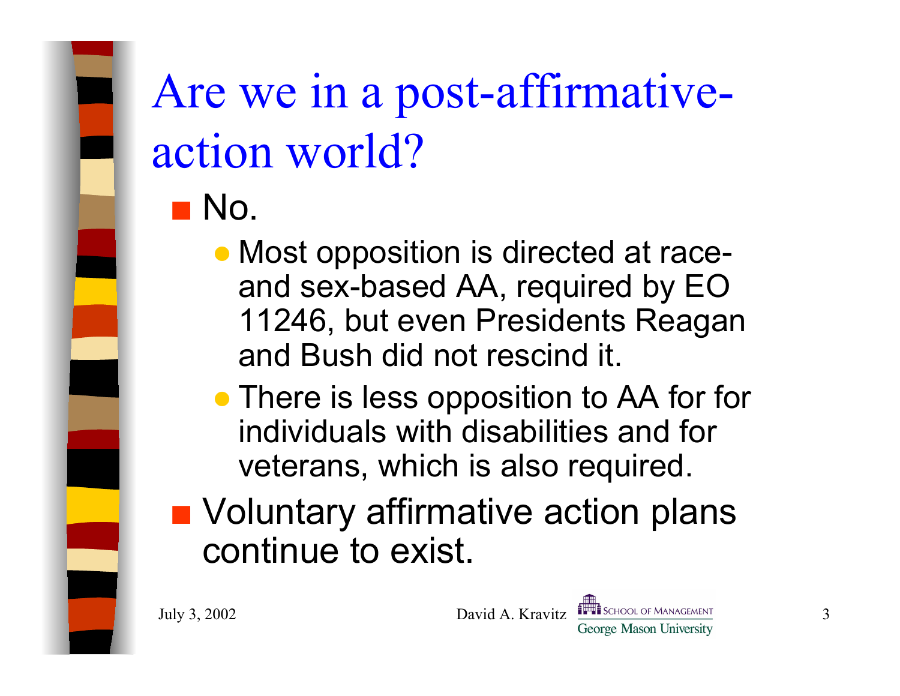# Are we in a post-affirmative-action world?

- No.
  - Most opposition is directed at race- and sex-based AA, required by EO 11246, but even Presidents Reagan and Bush did not rescind it.
  - There is less opposition to AA for for individuals with disabilities and for veterans, which is also required.
- Voluntary affirmative action plans continue to exist.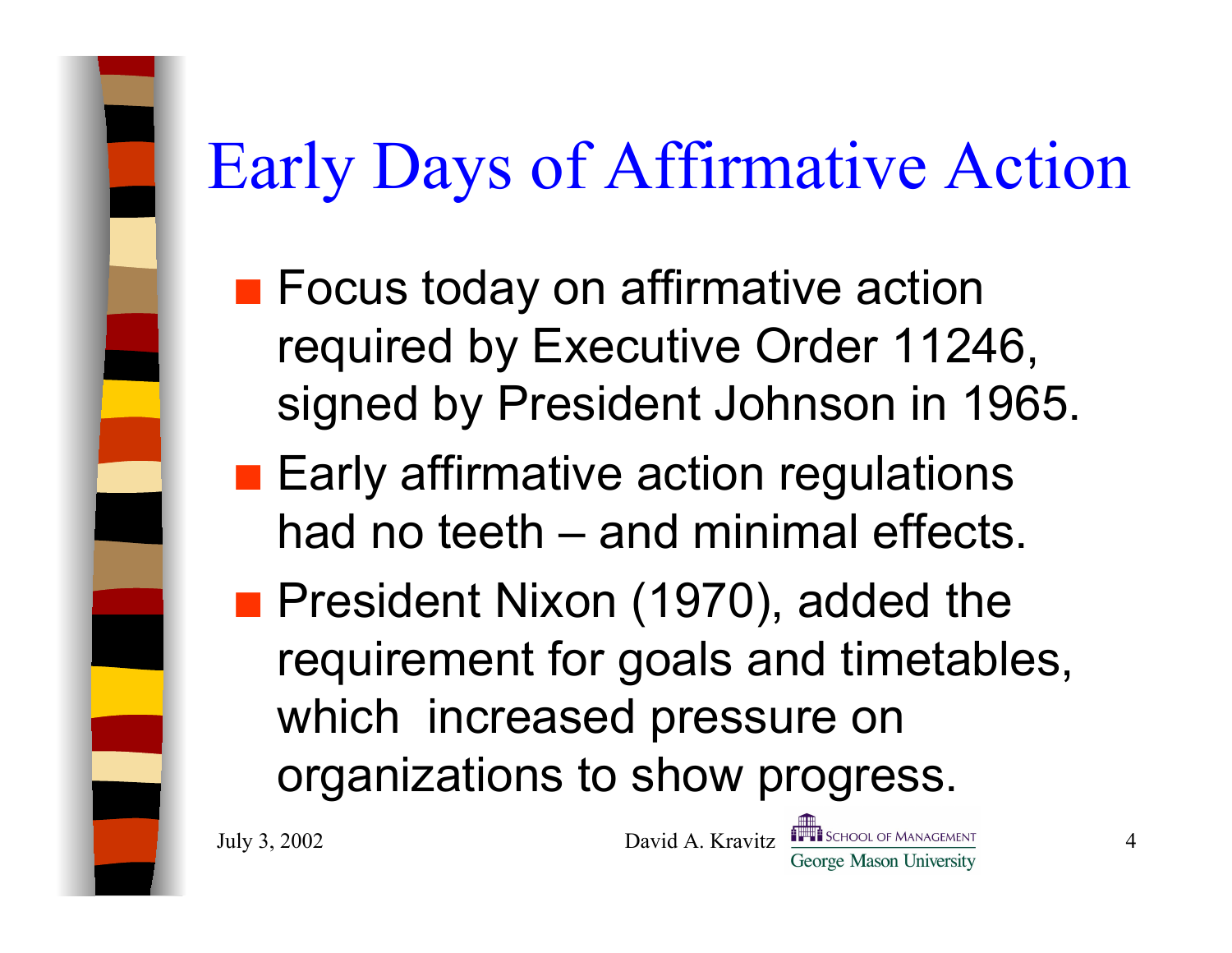# Early Days of Affirmative Action

- Focus today on affirmative action required by Executive Order 11246, signed by President Johnson in 1965.
- Early affirmative action regulations had no teeth – and minimal effects.
- President Nixon (1970), added the requirement for goals and timetables, which increased pressure on organizations to show progress.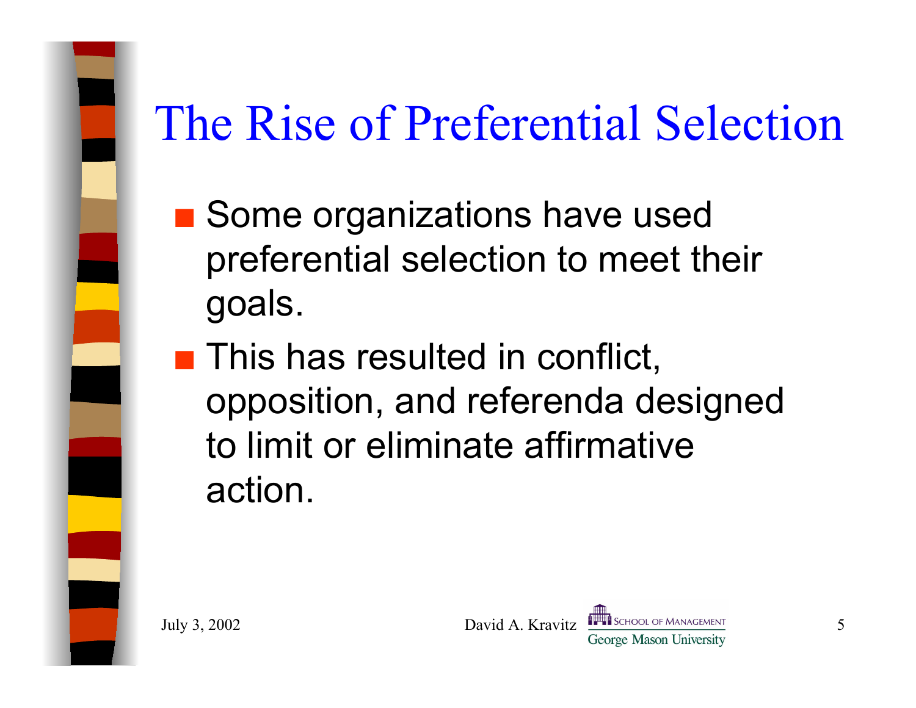# The Rise of Preferential Selection

- Some organizations have used preferential selection to meet their goals.
- This has resulted in conflict, opposition, and referenda designed to limit or eliminate affirmative action.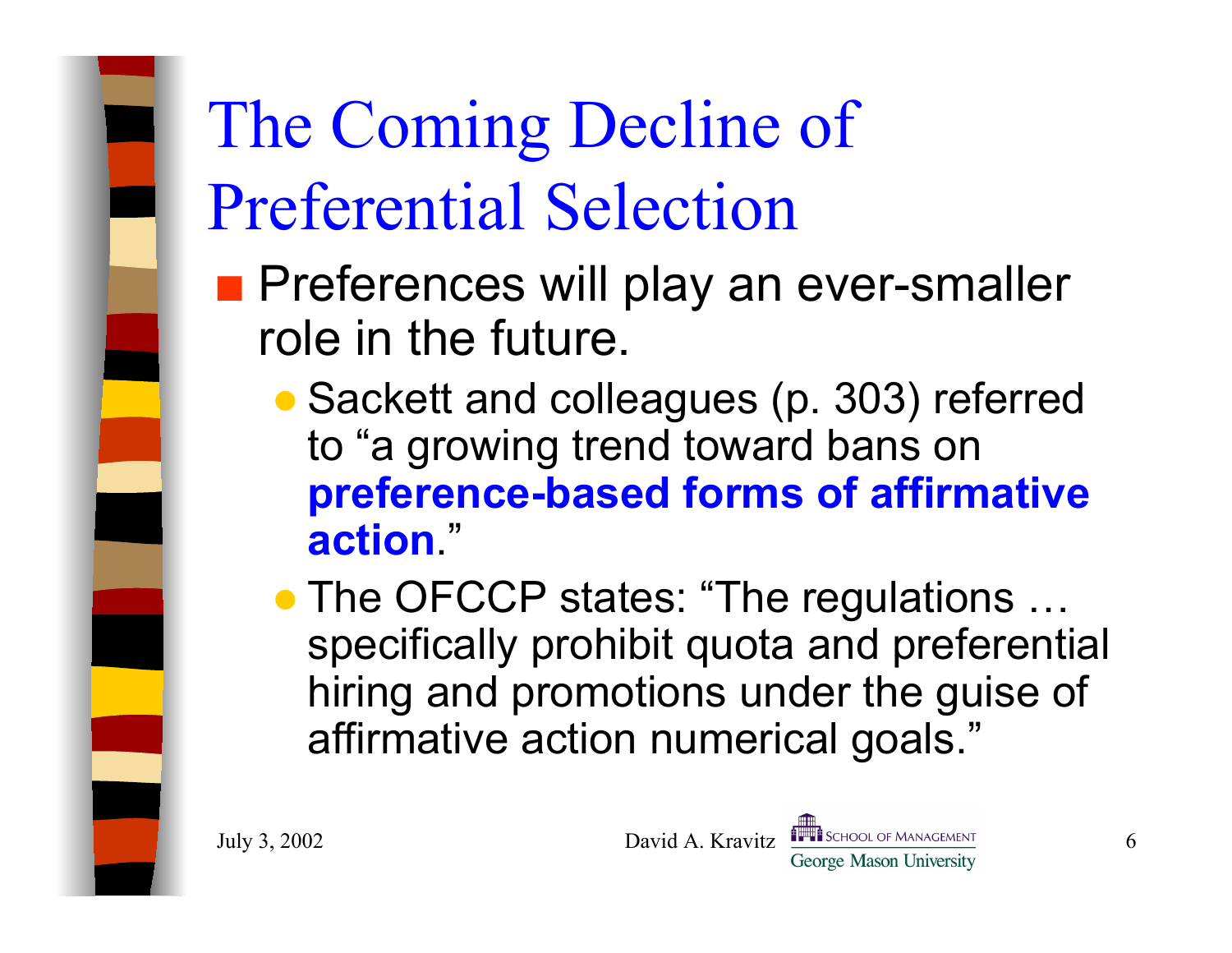# The Coming Decline of Preferential Selection

- Preferences will play an ever-smaller role in the future.
  - Sackett and colleagues (p. 303) referred to "a growing trend toward bans on **preference-based forms of affirmative action**."
  - The OFCCP states: "The regulations … specifically prohibit quota and preferential hiring and promotions under the guise of affirmative action numerical goals."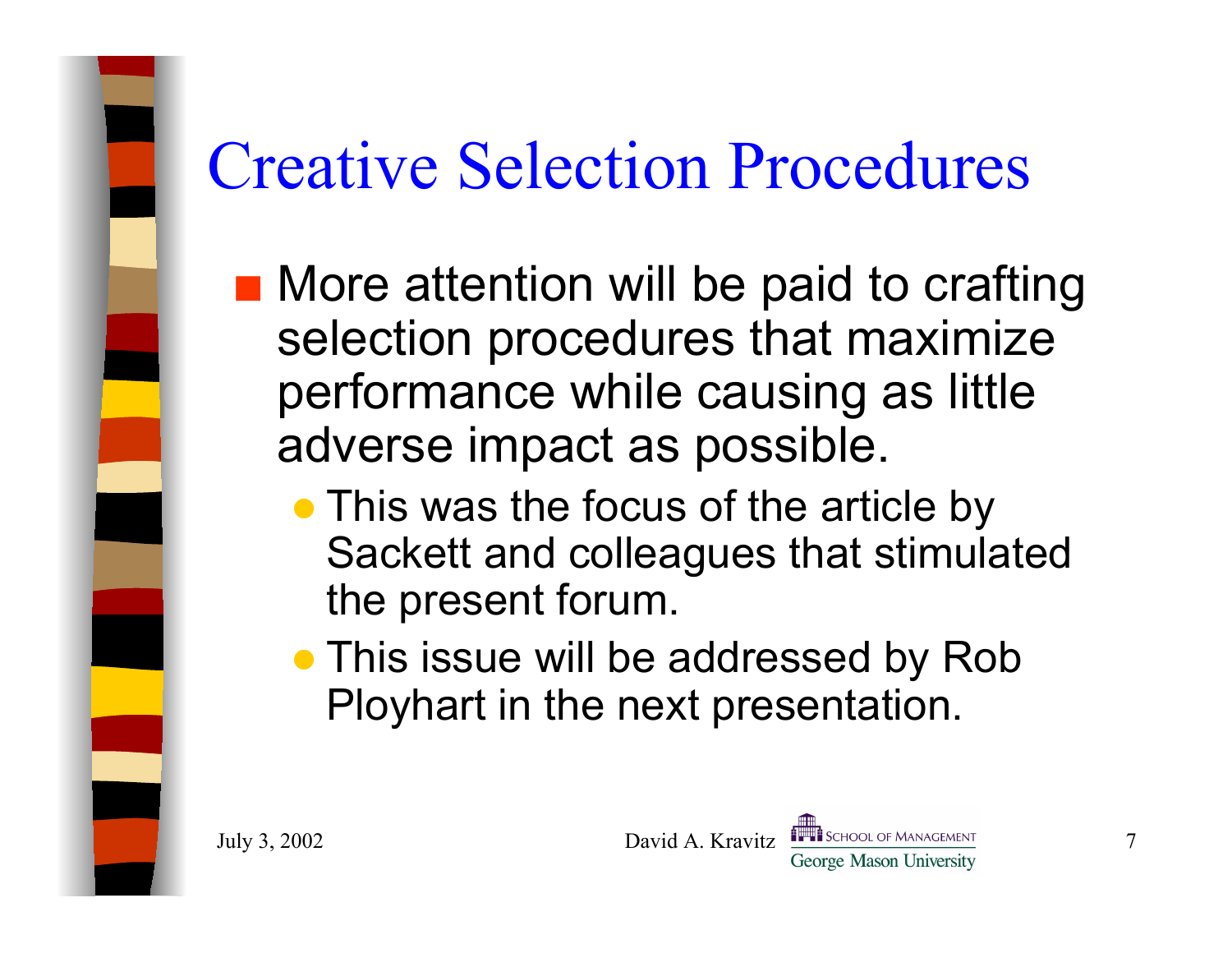# Creative Selection Procedures

- More attention will be paid to crafting selection procedures that maximize performance while causing as little adverse impact as possible.
  - This was the focus of the article by Sackett and colleagues that stimulated the present forum.
  - This issue will be addressed by Rob Ployhart in the next presentation.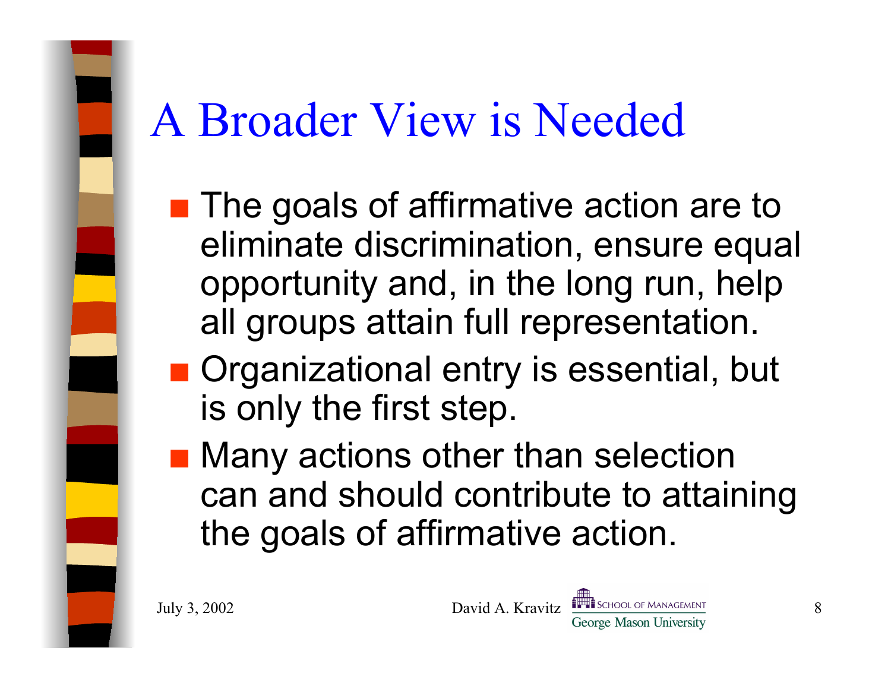# A Broader View is Needed

- The goals of affirmative action are to eliminate discrimination, ensure equal opportunity and, in the long run, help all groups attain full representation.
- Organizational entry is essential, but is only the first step.
- Many actions other than selection can and should contribute to attaining the goals of affirmative action.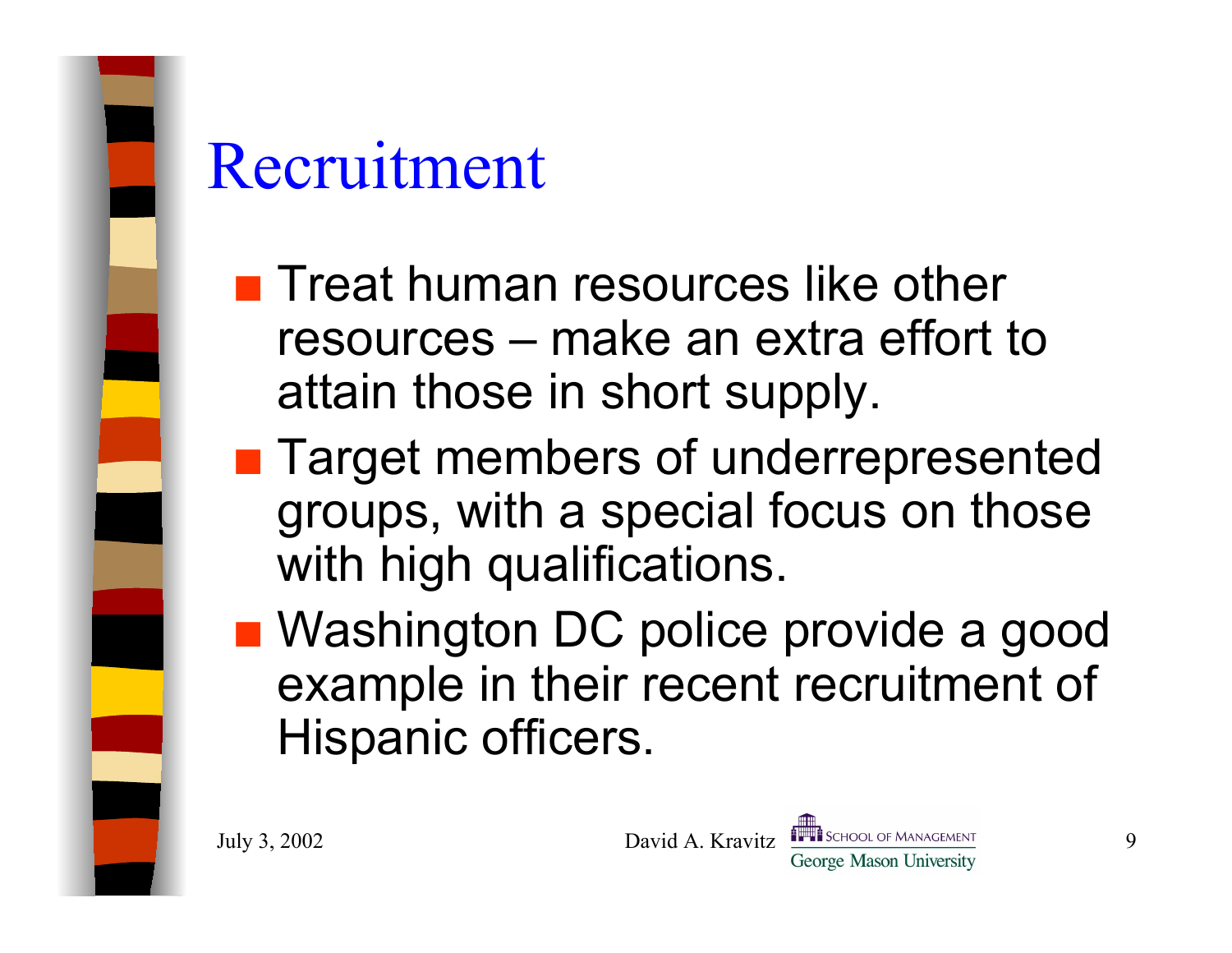# Recruitment

- Treat human resources like other resources – make an extra effort to attain those in short supply.
- Target members of underrepresented groups, with a special focus on those with high qualifications.
- Washington DC police provide a good example in their recent recruitment of Hispanic officers.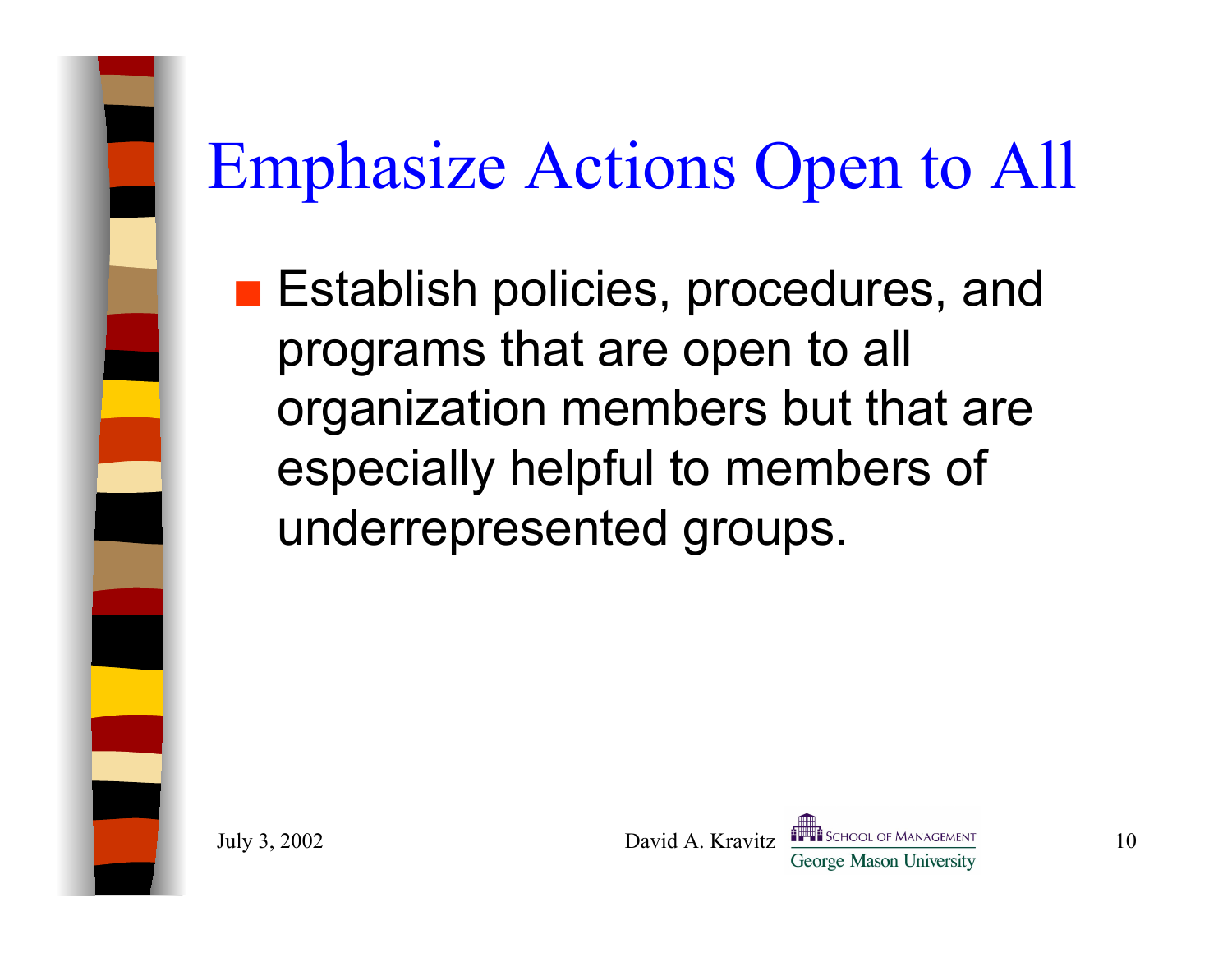# Emphasize Actions Open to All

- Establish policies, procedures, and programs that are open to all organization members but that are especially helpful to members of underrepresented groups.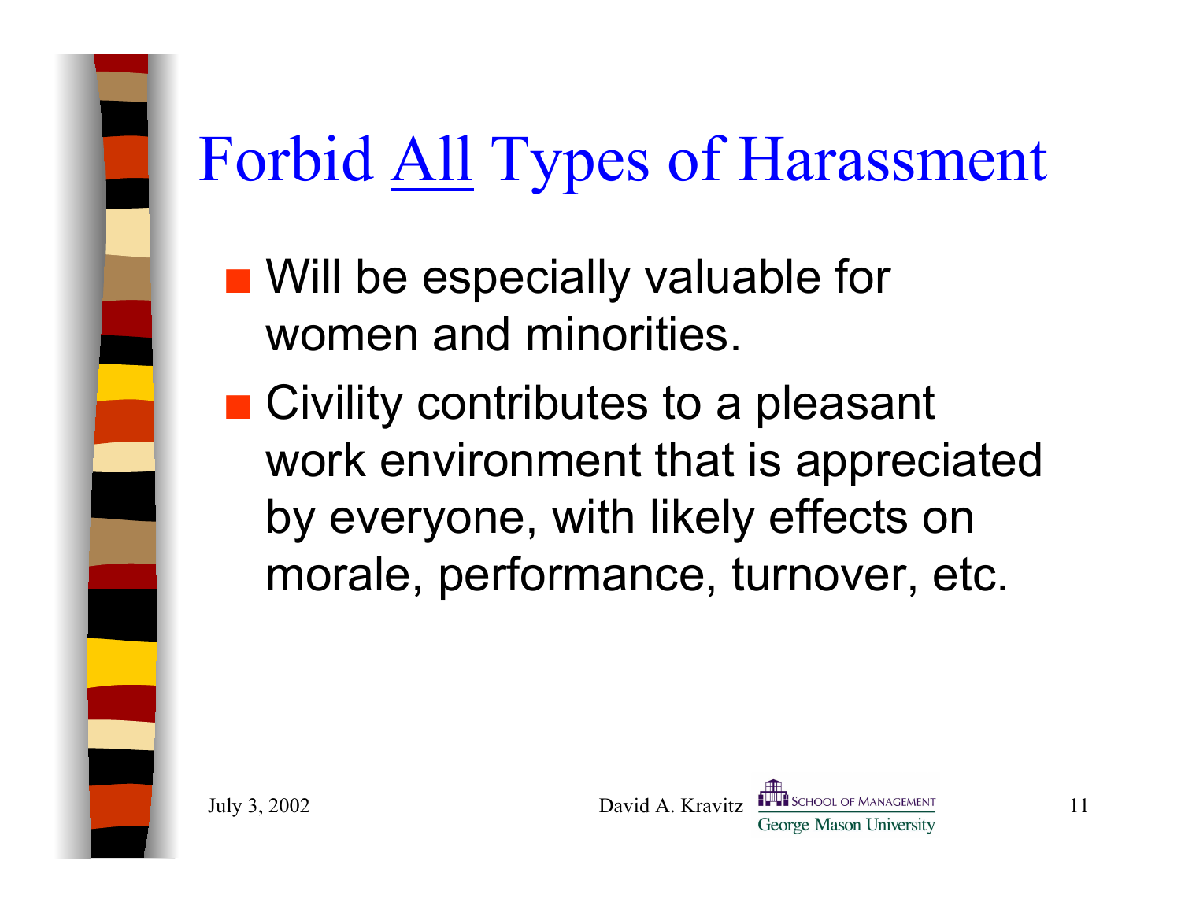# Forbid <u>All</u> Types of Harassment

- Will be especially valuable for women and minorities.
- Civility contributes to a pleasant work environment that is appreciated by everyone, with likely effects on morale, performance, turnover, etc.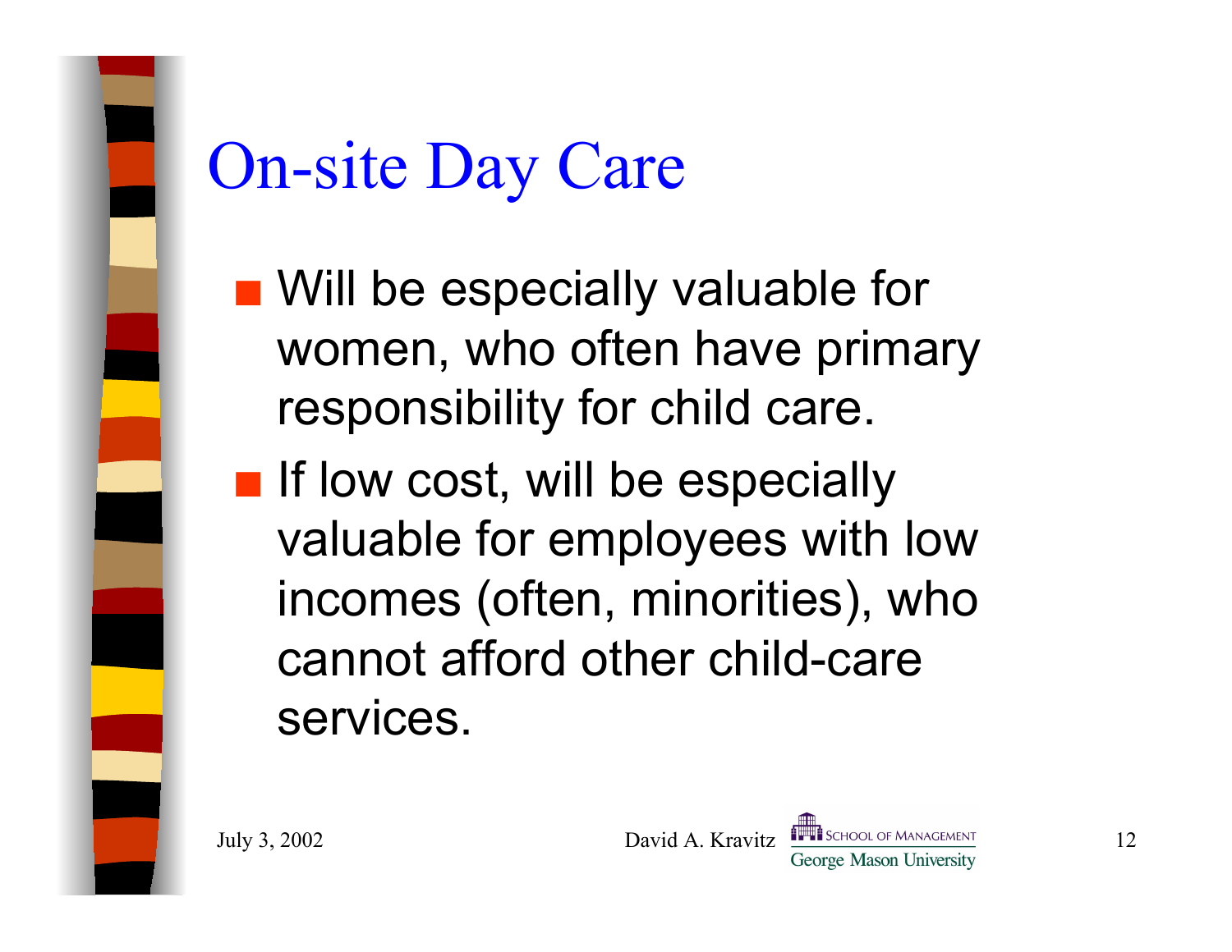# On-site Day Care

- Will be especially valuable for women, who often have primary responsibility for child care.
- If low cost, will be especially valuable for employees with low incomes (often, minorities), who cannot afford other child-care services.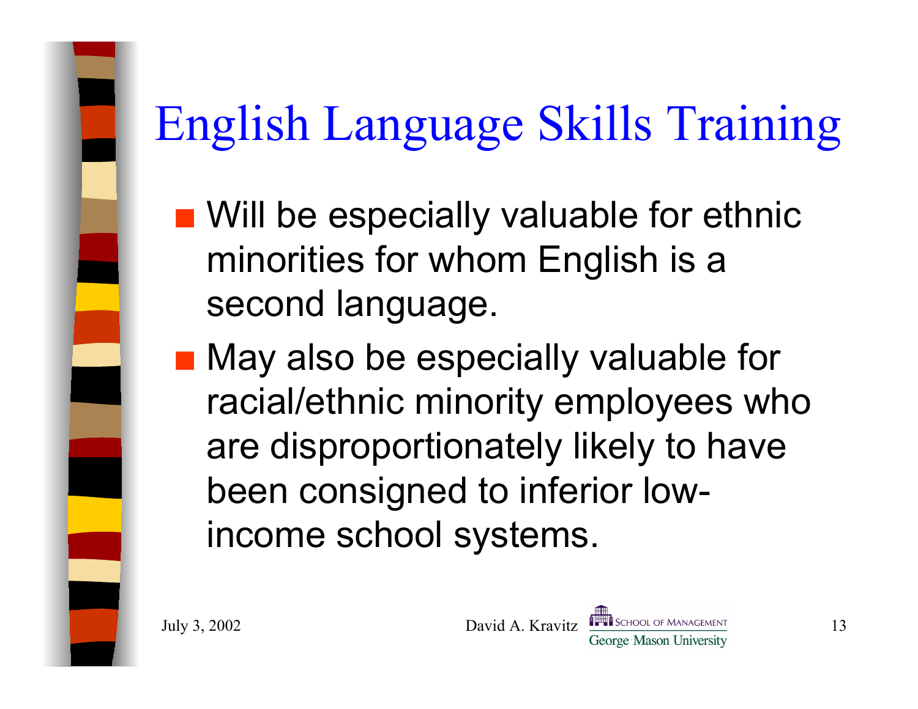# English Language Skills Training

- Will be especially valuable for ethnic minorities for whom English is a second language.
- May also be especially valuable for racial/ethnic minority employees who are disproportionately likely to have been consigned to inferior low-income school systems.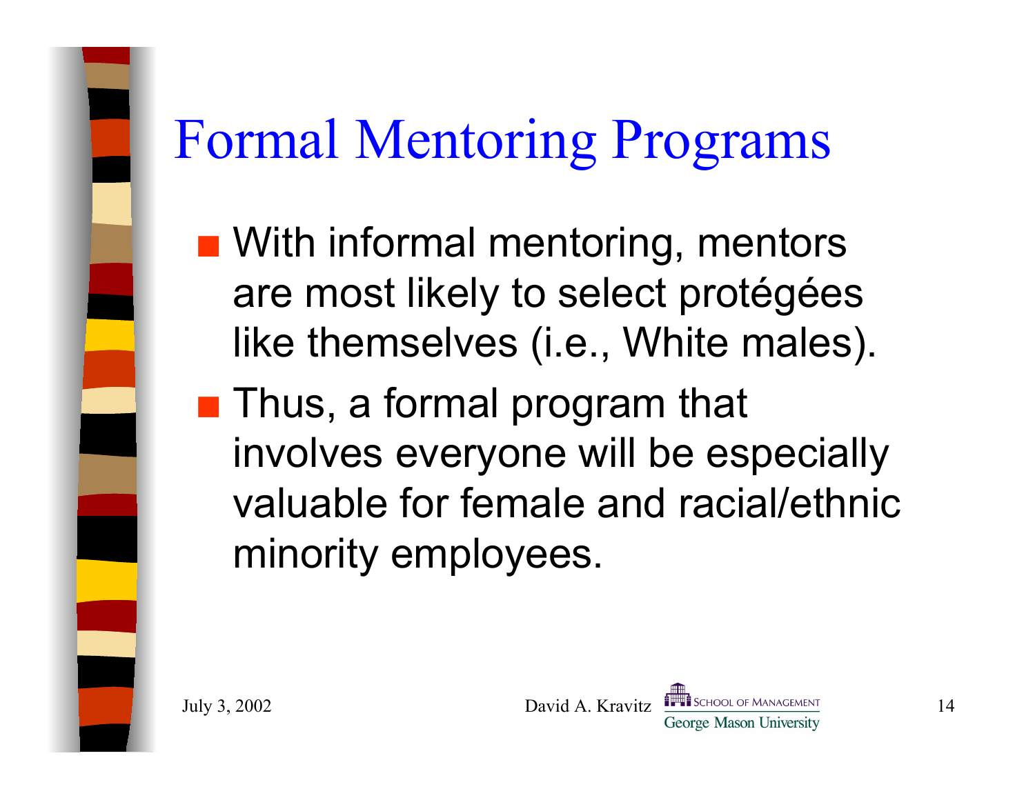# Formal Mentoring Programs

- With informal mentoring, mentors are most likely to select protégées like themselves (i.e., White males).
- Thus, a formal program that involves everyone will be especially valuable for female and racial/ethnic minority employees.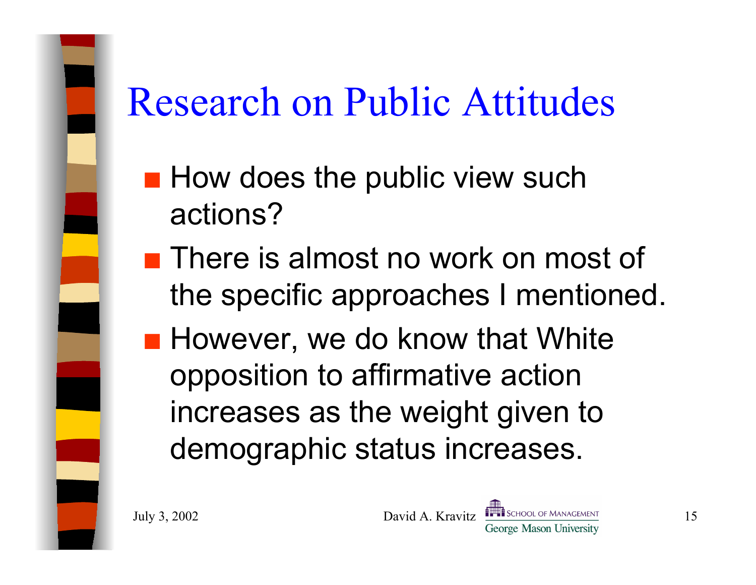# Research on Public Attitudes

- How does the public view such actions?
- There is almost no work on most of the specific approaches I mentioned.
- However, we do know that White opposition to affirmative action increases as the weight given to demographic status increases.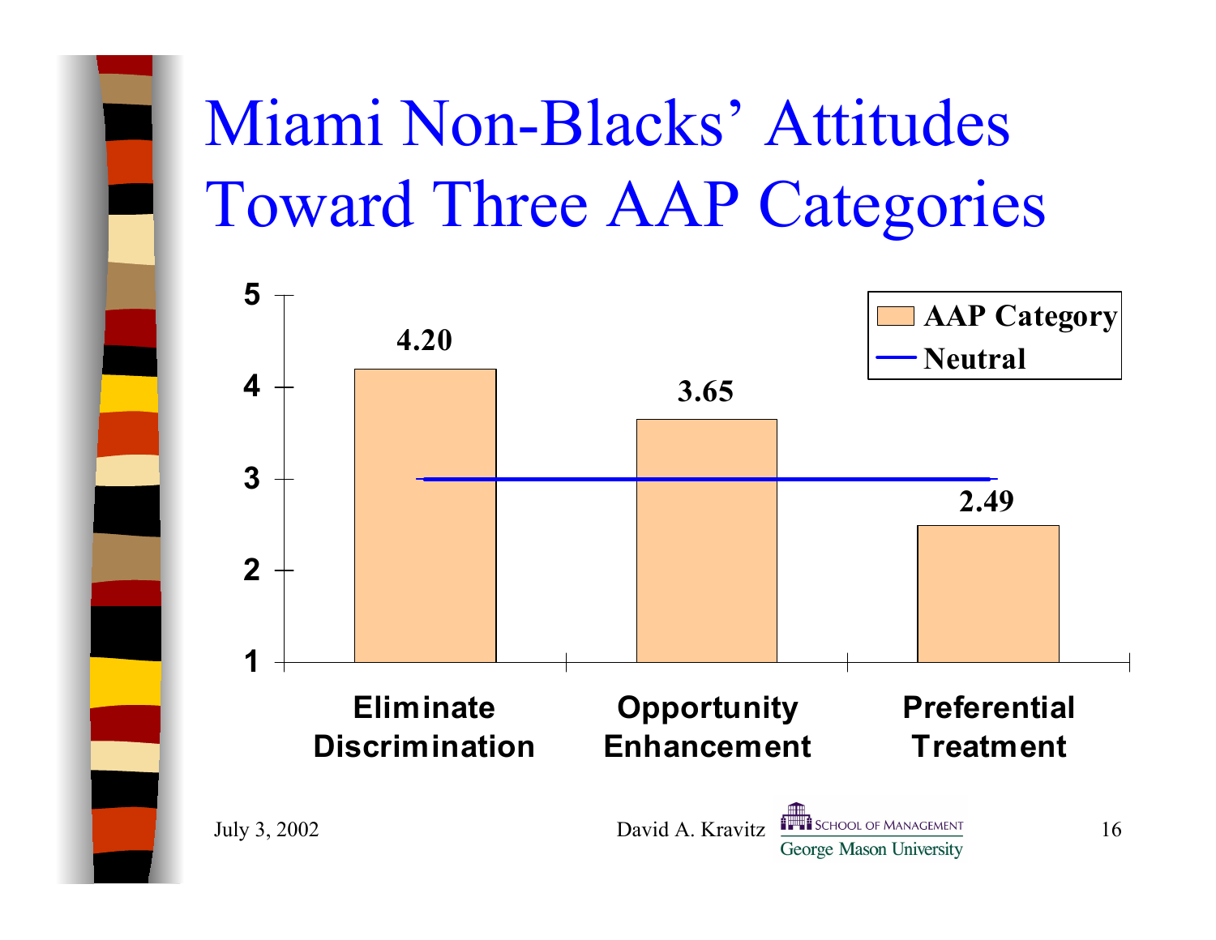# Miami Non-Blacks' Attitudes Toward Three AAP Categories

| AAP Category | Mean |
|---|---|
| Eliminate Discrimination | 4.20 |
| Opportunity Enhancement | 3.65 |
| Preferential Treatment | 2.49 |

Neutral = 3

Y-axis: 1 to 5

Legend: AAP Category; Neutral

July 3, 2002 — David A. Kravitz — School of Management, George Mason University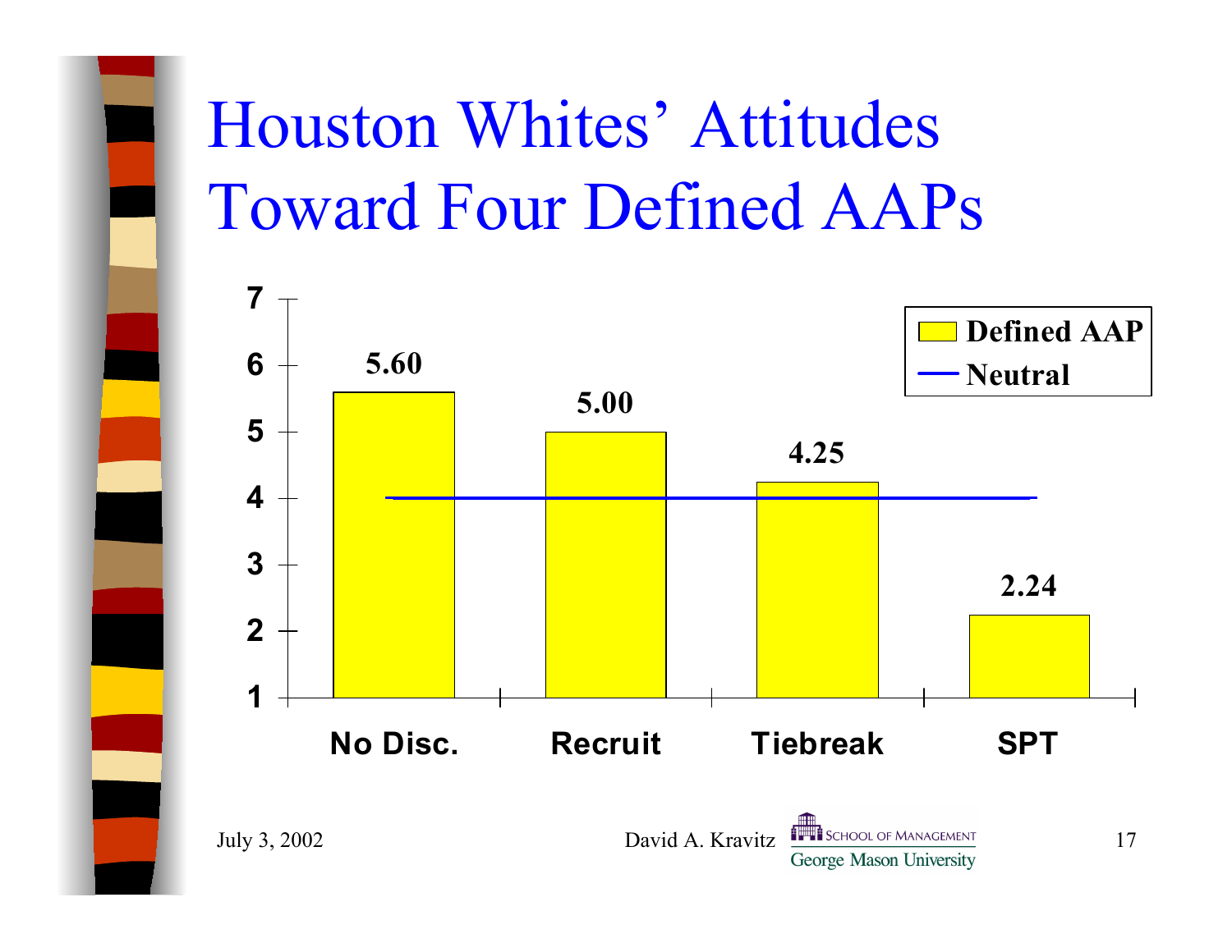# Houston Whites' Attitudes Toward Four Defined AAPs

| | No Disc. | Recruit | Tiebreak | SPT |
|---|---|---|---|---|
| Defined AAP | 5.60 | 5.00 | 4.25 | 2.24 |
| Neutral | 4 | 4 | 4 | 4 |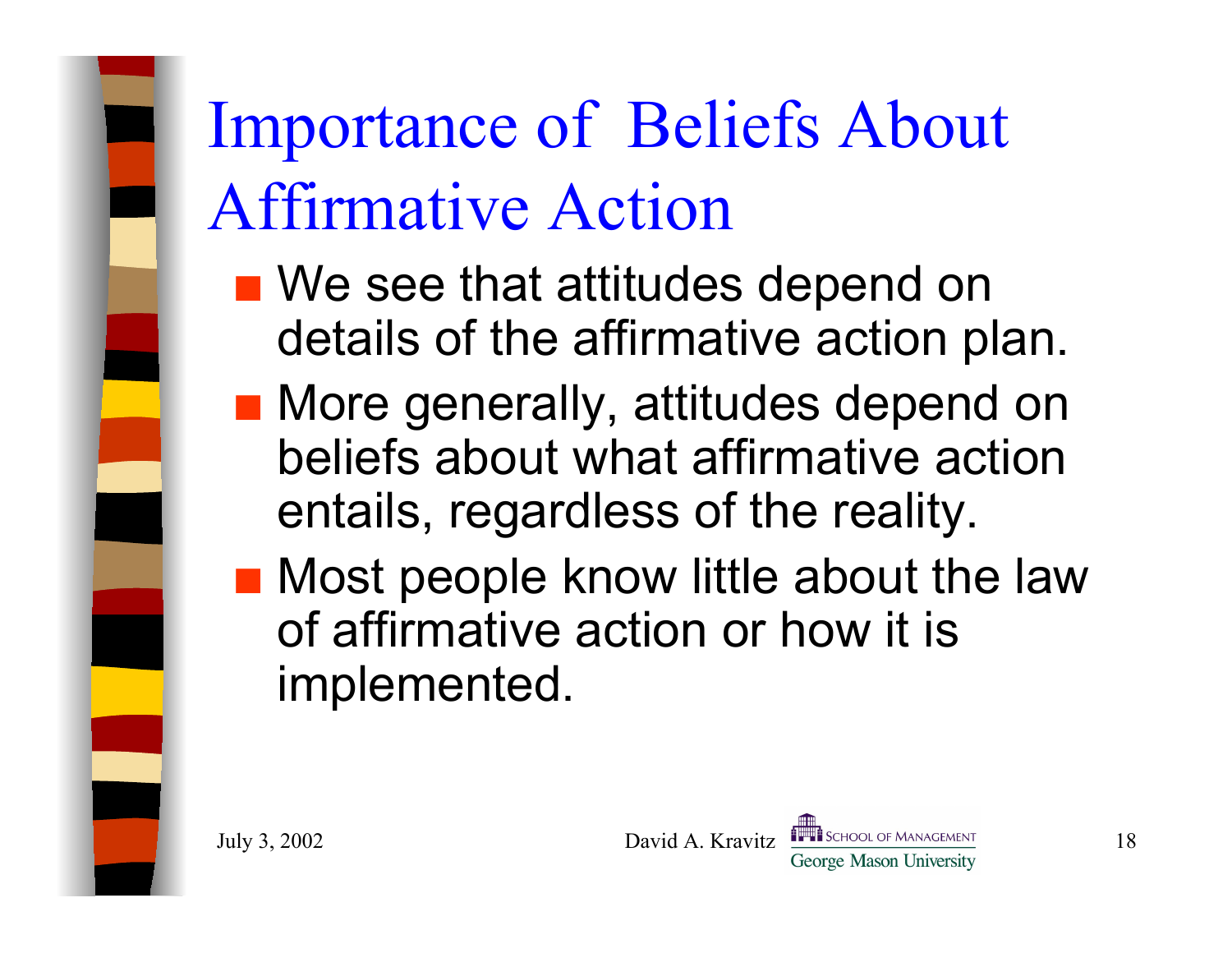# Importance of Beliefs About Affirmative Action

- We see that attitudes depend on details of the affirmative action plan.
- More generally, attitudes depend on beliefs about what affirmative action entails, regardless of the reality.
- Most people know little about the law of affirmative action or how it is implemented.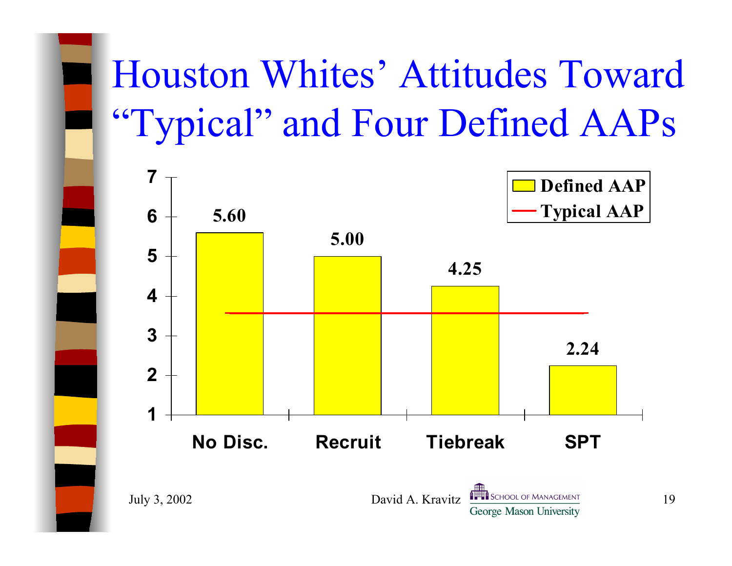# Houston Whites' Attitudes Toward "Typical" and Four Defined AAPs

| | No Disc. | Recruit | Tiebreak | SPT |
|---|---|---|---|---|
| Defined AAP | 5.60 | 5.00 | 4.25 | 2.24 |

Legend: Defined AAP (bars); Typical AAP (horizontal line, approximately 3.6)

Y-axis: 1–7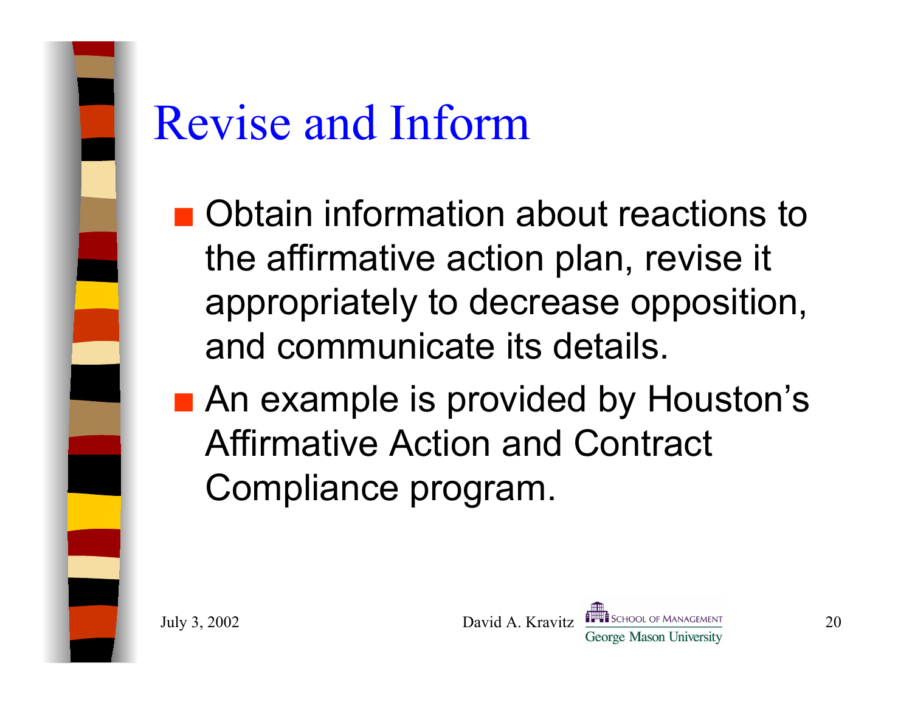# Revise and Inform

- Obtain information about reactions to the affirmative action plan, revise it appropriately to decrease opposition, and communicate its details.
- An example is provided by Houston's Affirmative Action and Contract Compliance program.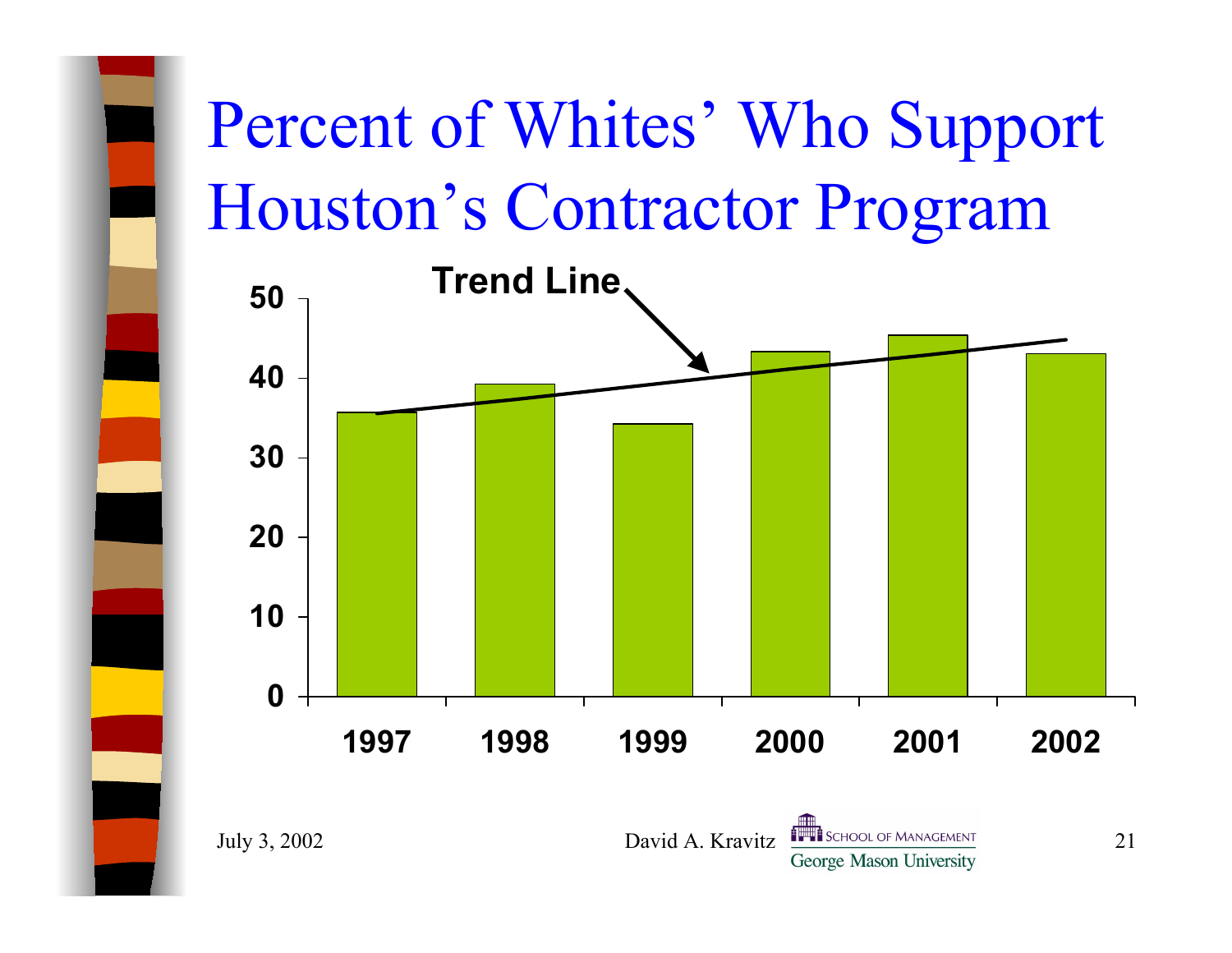# Percent of Whites' Who Support Houston's Contractor Program

Trend Line

| Year | Percent |
|---|---|
| 1997 | ~36 |
| 1998 | ~39 |
| 1999 | ~34 |
| 2000 | ~43 |
| 2001 | ~45 |
| 2002 | ~43 |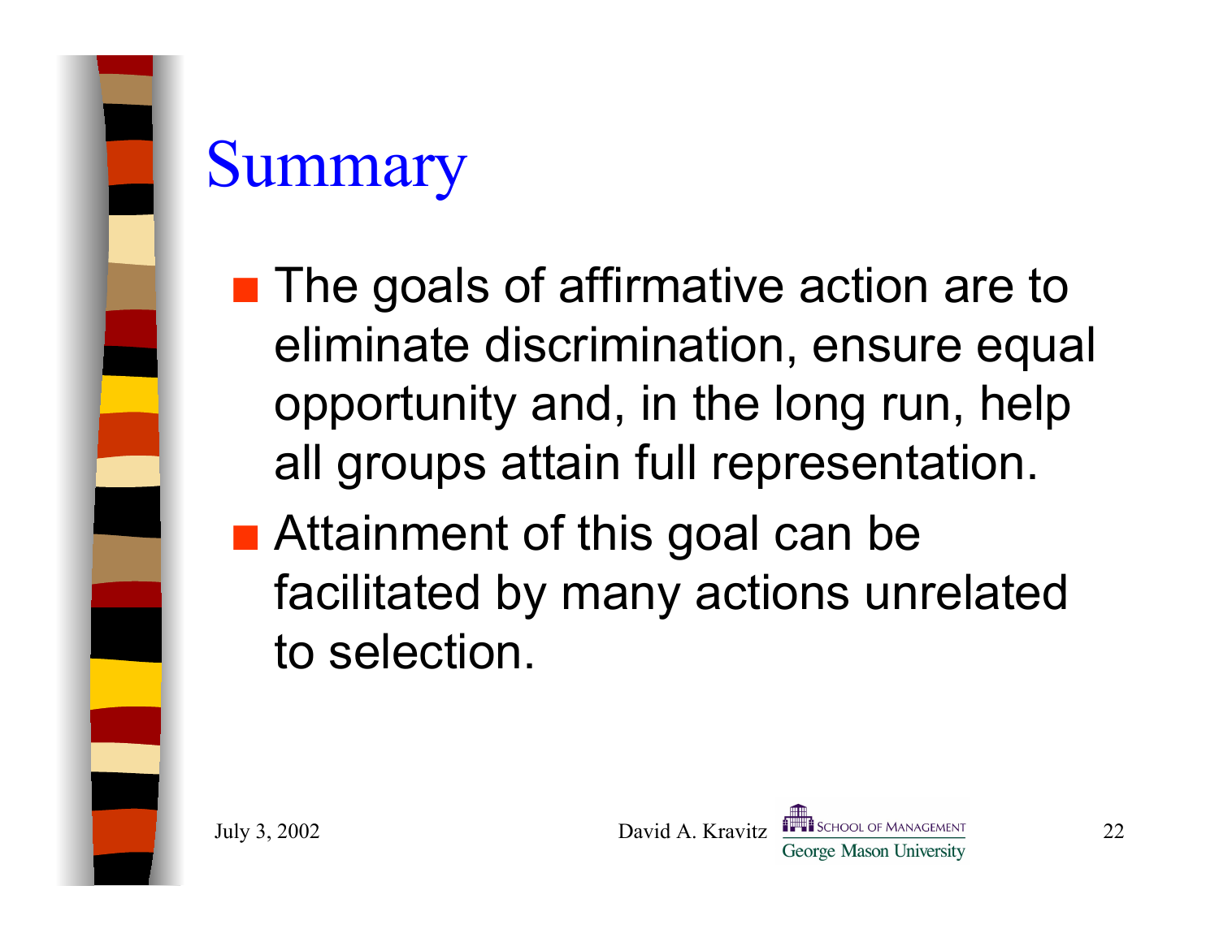# Summary

- The goals of affirmative action are to eliminate discrimination, ensure equal opportunity and, in the long run, help all groups attain full representation.
- Attainment of this goal can be facilitated by many actions unrelated to selection.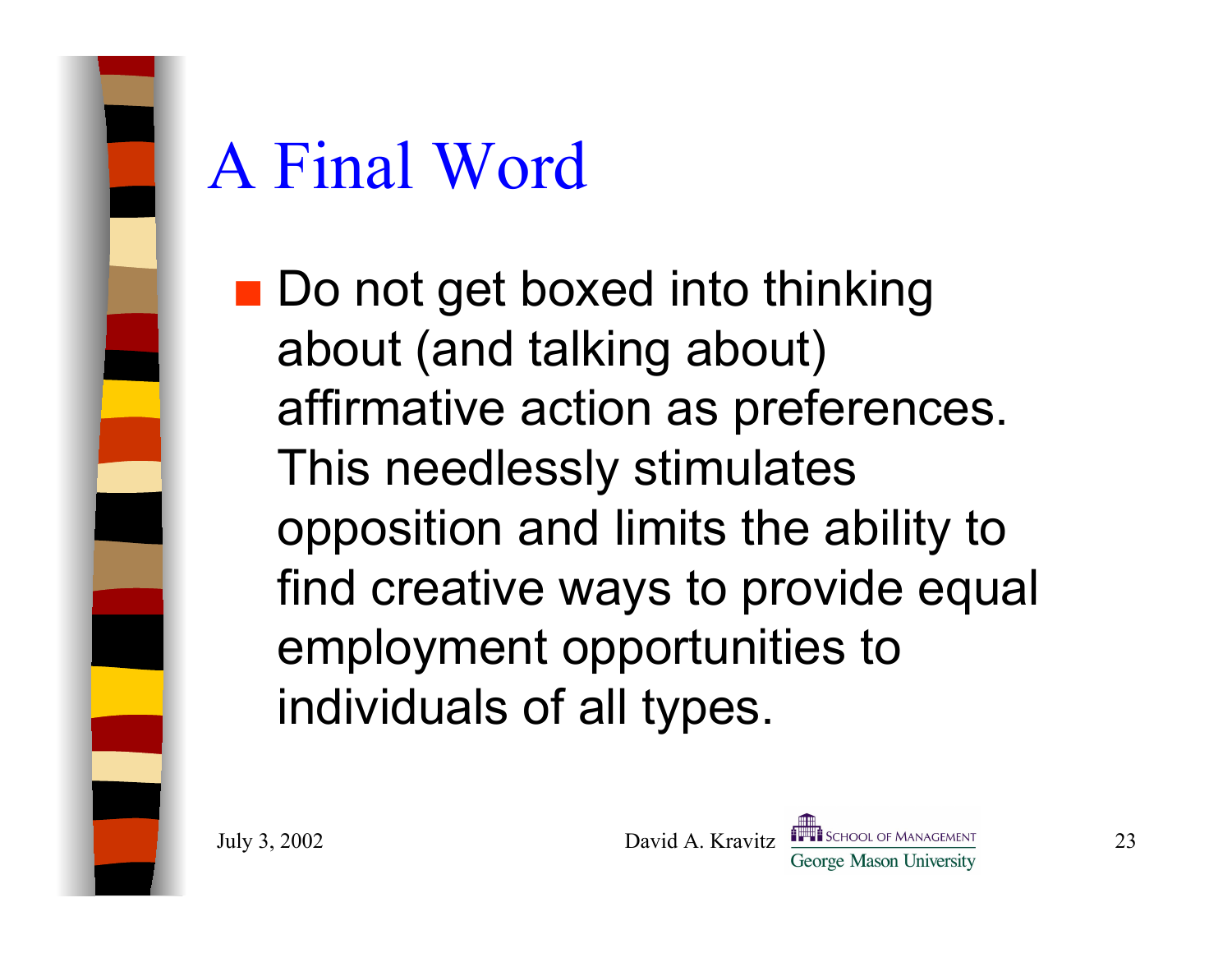# A Final Word

- Do not get boxed into thinking about (and talking about) affirmative action as preferences. This needlessly stimulates opposition and limits the ability to find creative ways to provide equal employment opportunities to individuals of all types.